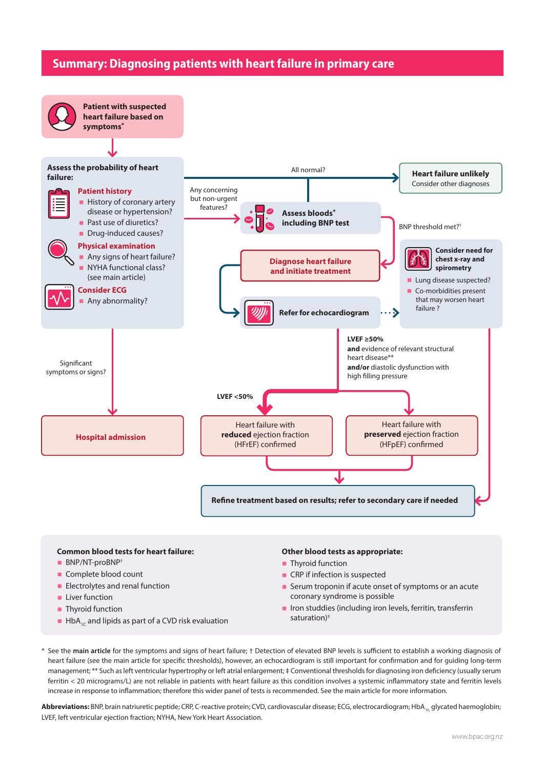# Summary: Diagnosing patients with heart failure in primary care

**Patient with suspected heart failure based on symptoms***

**Assess the probability of heart failure:**

**Patient history**
- History of coronary artery disease or hypertension?
- Past use of diuretics?
- Drug-induced causes?

**Physical examination**
- Any signs of heart failure?
- NYHA functional class? (see main article)

**Consider ECG**
- Any abnormality?

All normal? → **Heart failure unlikely** – Consider other diagnoses

Any concerning but non-urgent features? → **Assess bloods* including BNP test**

BNP threshold met?† → **Diagnose heart failure and initiate treatment** → **Refer for echocardiogram**

**Consider need for chest x-ray and spirometry**
- Lung disease suspected?
- Co-morbidities present that may worsen heart failure ?

Significant symptoms or signs? → **Hospital admission**

LVEF <50% → Heart failure with **reduced** ejection fraction (HFrEF) confirmed

**LVEF ≥50%**
**and** evidence of relevant structural heart disease**
**and/or** diastolic dysfunction with high filling pressure
→ Heart failure with **preserved** ejection fraction (HFpEF) confirmed

**Refine treatment based on results; refer to secondary care if needed**

**Common blood tests for heart failure:**
- BNP/NT-proBNP†
- Complete blood count
- Electrolytes and renal function
- Liver function
- Thyroid function
- $HbA_{1c}$ and lipids as part of a CVD risk evaluation

**Other blood tests as appropriate:**
- Thyroid function
- CRP if infection is suspected
- Serum troponin if acute onset of symptoms or an acute coronary syndrome is possible
- Iron studdies (including iron levels, ferritin, transferrin saturation)‡

\* See the **main article** for the symptoms and signs of heart failure; † Detection of elevated BNP levels is sufficient to establish a working diagnosis of heart failure (see the main article for specific thresholds), however, an echocardiogram is still important for confirmation and for guiding long-term management; ** Such as left ventricular hypertrophy or left atrial enlargement; ‡ Conventional thresholds for diagnosing iron deficiency (usually serum ferritin < 20 micrograms/L) are not reliable in patients with heart failure as this condition involves a systemic inflammatory state and ferritin levels increase in response to inflammation; therefore this wider panel of tests is recommended. See the main article for more information.

**Abbreviations:** BNP, brain natriuretic peptide; CRP, C-reactive protein; CVD, cardiovascular disease; ECG, electrocardiogram; $HbA_{1c}$, glycated haemoglobin; LVEF, left ventricular ejection fraction; NYHA, New York Heart Association.

www.bpac.org.nz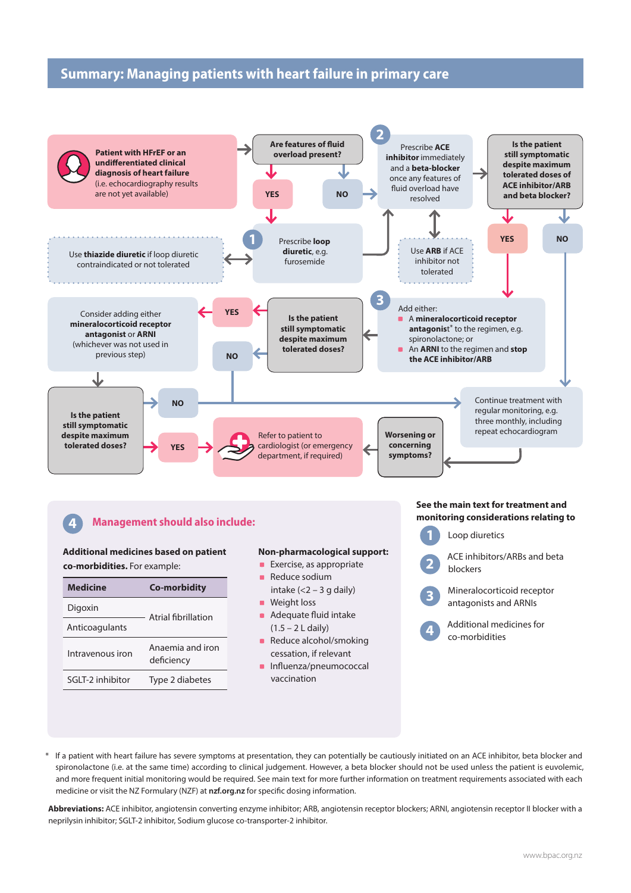# Summary: Managing patients with heart failure in primary care

Patient with HFrEF or an undifferentiated clinical diagnosis of heart failure (i.e. echocardiography results are not yet available)

Are features of fluid overload present?

YES

NO

1 Prescribe loop diuretic, e.g. furosemide

Use thiazide diuretic if loop diuretic contraindicated or not tolerated

2 Prescribe ACE inhibitor immediately and a beta-blocker once any features of fluid overload have resolved

Use ARB if ACE inhibitor not tolerated

Is the patient still symptomatic despite maximum tolerated doses of ACE inhibitor/ARB and beta blocker?

YES

NO

3 Add either:

- A mineralocorticoid receptor antagonist* to the regimen, e.g. spironolactone; or
- An ARNI to the regimen and stop the ACE inhibitor/ARB

Is the patient still symptomatic despite maximum tolerated doses?

YES

NO

Consider adding either mineralocorticoid receptor antagonist or ARNI (whichever was not used in previous step)

Is the patient still symptomatic despite maximum tolerated doses?

NO

YES

Refer to patient to cardiologist (or emergency department, if required)

Continue treatment with regular monitoring, e.g. three monthly, including repeat echocardiogram

Worsening or concerning symptoms?

## 4 Management should also include:

**Additional medicines based on patient co-morbidities.** For example:

| Medicine | Co-morbidity |
|---|---|
| Digoxin | Atrial fibrillation |
| Anticoagulants | Atrial fibrillation |
| Intravenous iron | Anaemia and iron deficiency |
| SGLT-2 inhibitor | Type 2 diabetes |

**Non-pharmacological support:**

- Exercise, as appropriate
- Reduce sodium intake (<2 – 3 g daily)
- Weight loss
- Adequate fluid intake (1.5 – 2 L daily)
- Reduce alcohol/smoking cessation, if relevant
- Influenza/pneumococcal vaccination

**See the main text for treatment and monitoring considerations relating to**

1. Loop diuretics
2. ACE inhibitors/ARBs and beta blockers
3. Mineralocorticoid receptor antagonists and ARNIs
4. Additional medicines for co-morbidities

\* If a patient with heart failure has severe symptoms at presentation, they can potentially be cautiously initiated on an ACE inhibitor, beta blocker and spironolactone (i.e. at the same time) according to clinical judgement. However, a beta blocker should not be used unless the patient is euvolemic, and more frequent initial monitoring would be required. See main text for more further information on treatment requirements associated with each medicine or visit the NZ Formulary (NZF) at **nzf.org.nz** for specific dosing information.

**Abbreviations:** ACE inhibitor, angiotensin converting enzyme inhibitor; ARB, angiotensin receptor blockers; ARNI, angiotensin receptor II blocker with a neprilysin inhibitor; SGLT-2 inhibitor, Sodium glucose co-transporter-2 inhibitor.